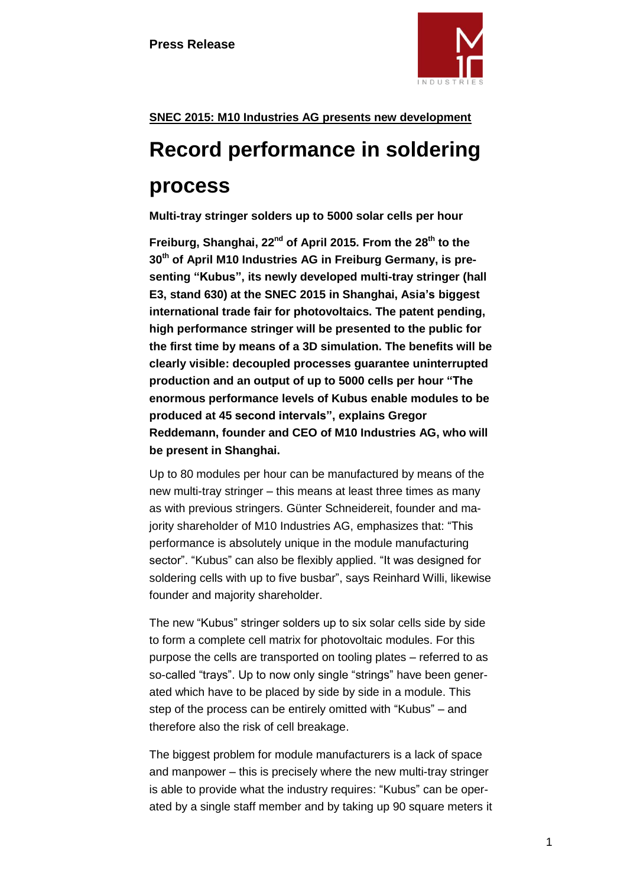**Press Release**

**SNEC 2015: M10 Industries AG presents new development**

# Record performance in soldering process

**Multi-tray stringer solders up to 5000 solar cells per hour**

**Freiburg, Shanghai, 22nd of April 2015. From the 28th to the 30th of April M10 Industries AG in Freiburg Germany, is presenting "Kubus", its newly developed multi-tray stringer (hall E3, stand 630) at the SNEC 2015 in Shanghai, Asia's biggest international trade fair for photovoltaics. The patent pending, high performance stringer will be presented to the public for the first time by means of a 3D simulation. The benefits will be clearly visible: decoupled processes guarantee uninterrupted production and an output of up to 5000 cells per hour "The enormous performance levels of Kubus enable modules to be produced at 45 second intervals", explains Gregor Reddemann, founder and CEO of M10 Industries AG, who will be present in Shanghai.**

Up to 80 modules per hour can be manufactured by means of the new multi-tray stringer – this means at least three times as many as with previous stringers. Günter Schneidereit, founder and majority shareholder of M10 Industries AG, emphasizes that: "This performance is absolutely unique in the module manufacturing sector". "Kubus" can also be flexibly applied. "It was designed for soldering cells with up to five busbar", says Reinhard Willi, likewise founder and majority shareholder.

The new "Kubus" stringer solders up to six solar cells side by side to form a complete cell matrix for photovoltaic modules. For this purpose the cells are transported on tooling plates – referred to as so-called "trays". Up to now only single "strings" have been generated which have to be placed by side by side in a module. This step of the process can be entirely omitted with "Kubus" – and therefore also the risk of cell breakage.

The biggest problem for module manufacturers is a lack of space and manpower – this is precisely where the new multi-tray stringer is able to provide what the industry requires: "Kubus" can be operated by a single staff member and by taking up 90 square meters it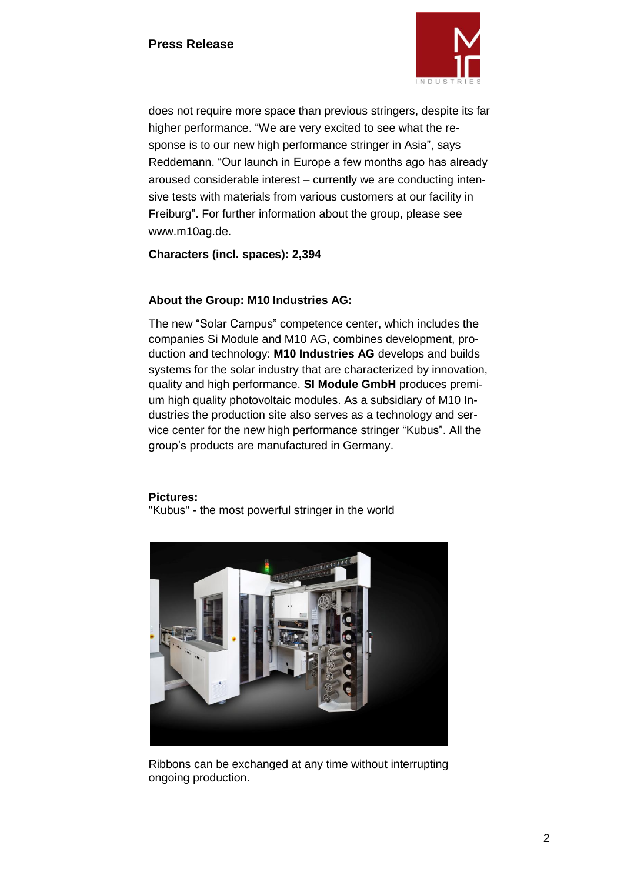does not require more space than previous stringers, despite its far higher performance. “We are very excited to see what the response is to our new high performance stringer in Asia”, says Reddemann. “Our launch in Europe a few months ago has already aroused considerable interest – currently we are conducting intensive tests with materials from various customers at our facility in Freiburg”. For further information about the group, please see www.m10ag.de.

**Characters (incl. spaces): 2,394**

**About the Group: M10 Industries AG:**

The new “Solar Campus” competence center, which includes the companies Si Module and M10 AG, combines development, production and technology: **M10 Industries AG** develops and builds systems for the solar industry that are characterized by innovation, quality and high performance. **SI Module GmbH** produces premium high quality photovoltaic modules. As a subsidiary of M10 Industries the production site also serves as a technology and service center for the new high performance stringer “Kubus”. All the group’s products are manufactured in Germany.

**Pictures:**
"Kubus" - the most powerful stringer in the world

Ribbons can be exchanged at any time without interrupting ongoing production.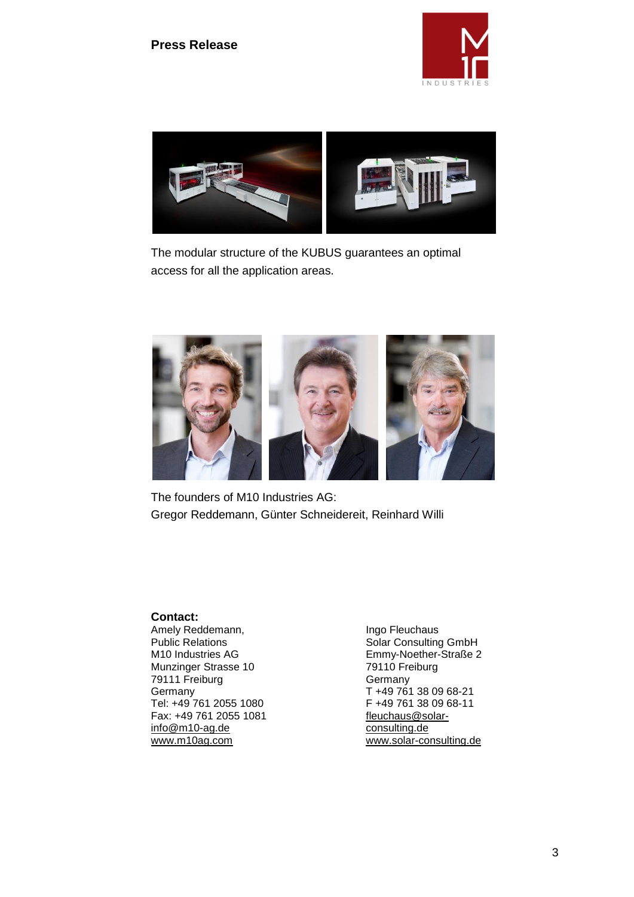The modular structure of the KUBUS guarantees an optimal access for all the application areas.

The founders of M10 Industries AG:
Gregor Reddemann, Günter Schneidereit, Reinhard Willi

**Contact:**

Amely Reddemann,
Public Relations
M10 Industries AG
Munzinger Strasse 10
79111 Freiburg
Germany
Tel: +49 761 2055 1080
Fax: +49 761 2055 1081
info@m10-ag.de
www.m10ag.com

Ingo Fleuchaus
Solar Consulting GmbH
Emmy-Noether-Straße 2
79110 Freiburg
Germany
T +49 761 38 09 68-21
F +49 761 38 09 68-11
fleuchaus@solar-consulting.de
www.solar-consulting.de